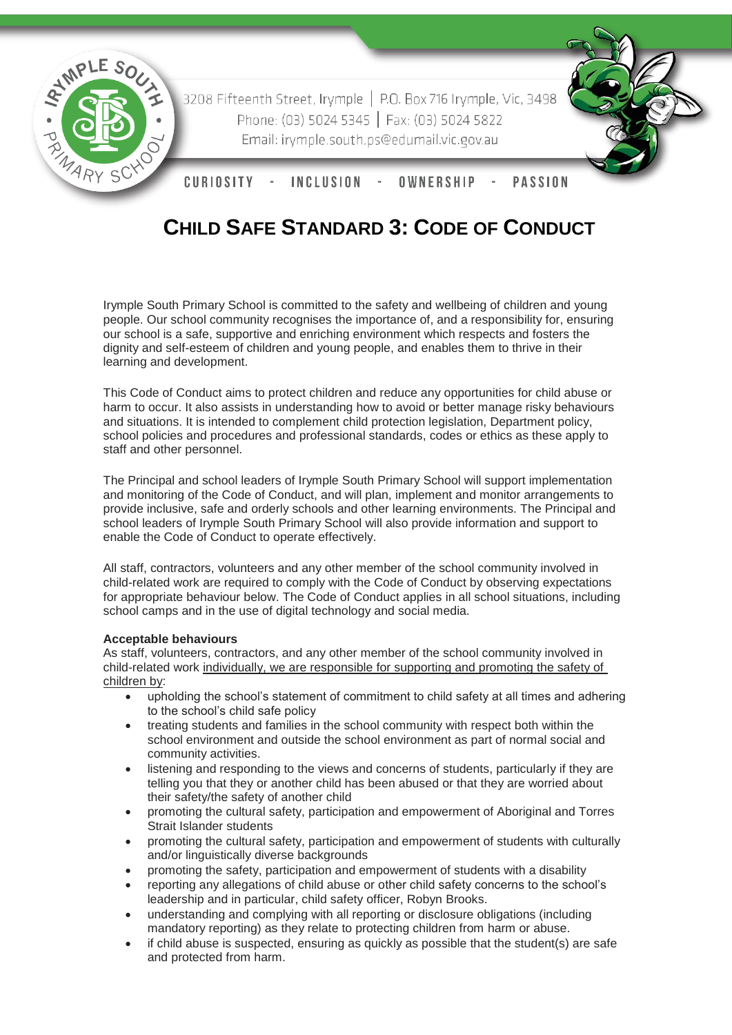3208 Fifteenth Street, Irymple | P.O. Box 716 Irymple, Vic, 3498
Phone: (03) 5024 5345 | Fax: (03) 5024 5822
Email: irymple.south.ps@edumail.vic.gov.au

CURIOSITY - INCLUSION - OWNERSHIP - PASSION

# CHILD SAFE STANDARD 3: CODE OF CONDUCT

Irymple South Primary School is committed to the safety and wellbeing of children and young people. Our school community recognises the importance of, and a responsibility for, ensuring our school is a safe, supportive and enriching environment which respects and fosters the dignity and self-esteem of children and young people, and enables them to thrive in their learning and development.

This Code of Conduct aims to protect children and reduce any opportunities for child abuse or harm to occur. It also assists in understanding how to avoid or better manage risky behaviours and situations. It is intended to complement child protection legislation, Department policy, school policies and procedures and professional standards, codes or ethics as these apply to staff and other personnel.

The Principal and school leaders of Irymple South Primary School will support implementation and monitoring of the Code of Conduct, and will plan, implement and monitor arrangements to provide inclusive, safe and orderly schools and other learning environments. The Principal and school leaders of Irymple South Primary School will also provide information and support to enable the Code of Conduct to operate effectively.

All staff, contractors, volunteers and any other member of the school community involved in child-related work are required to comply with the Code of Conduct by observing expectations for appropriate behaviour below. The Code of Conduct applies in all school situations, including school camps and in the use of digital technology and social media.

**Acceptable behaviours**
As staff, volunteers, contractors, and any other member of the school community involved in child-related work individually, we are responsible for supporting and promoting the safety of children by:

- upholding the school's statement of commitment to child safety at all times and adhering to the school's child safe policy
- treating students and families in the school community with respect both within the school environment and outside the school environment as part of normal social and community activities.
- listening and responding to the views and concerns of students, particularly if they are telling you that they or another child has been abused or that they are worried about their safety/the safety of another child
- promoting the cultural safety, participation and empowerment of Aboriginal and Torres Strait Islander students
- promoting the cultural safety, participation and empowerment of students with culturally and/or linguistically diverse backgrounds
- promoting the safety, participation and empowerment of students with a disability
- reporting any allegations of child abuse or other child safety concerns to the school's leadership and in particular, child safety officer, Robyn Brooks.
- understanding and complying with all reporting or disclosure obligations (including mandatory reporting) as they relate to protecting children from harm or abuse.
- if child abuse is suspected, ensuring as quickly as possible that the student(s) are safe and protected from harm.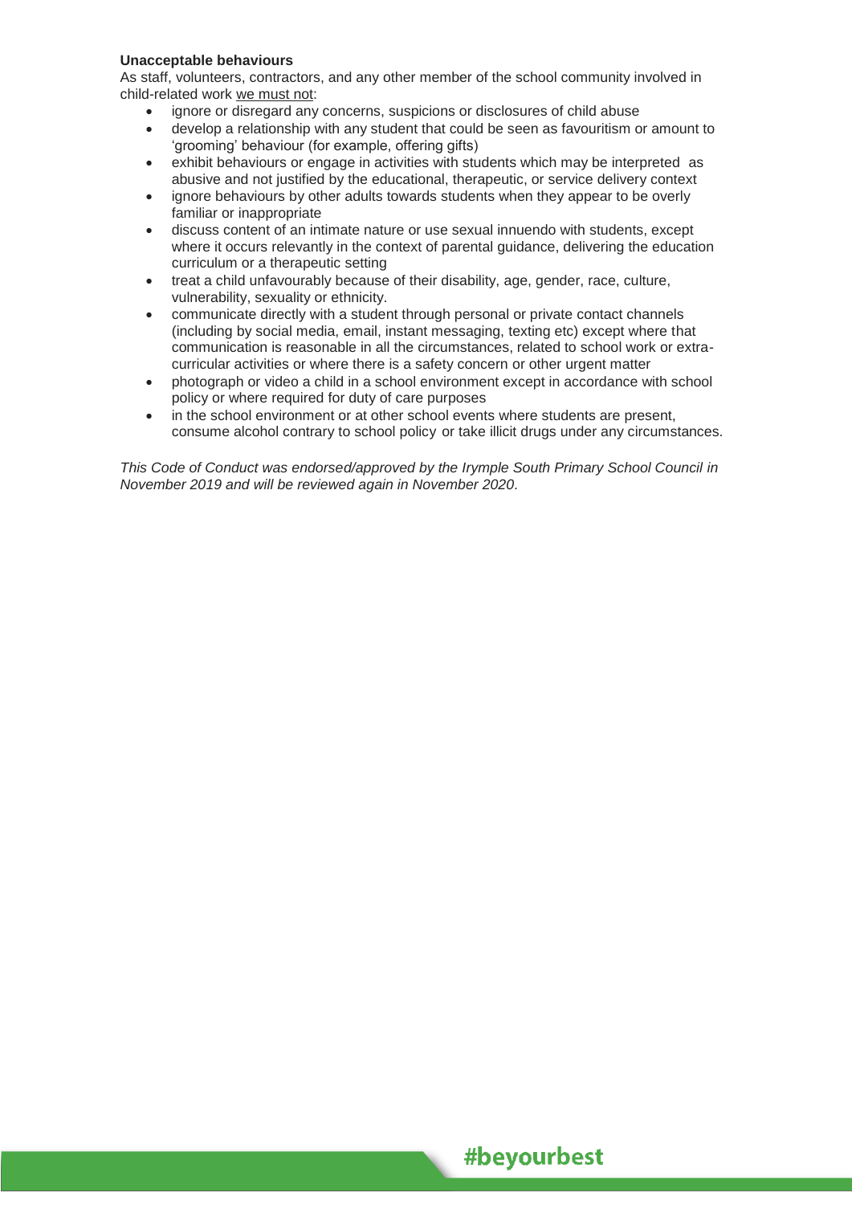**Unacceptable behaviours**

As staff, volunteers, contractors, and any other member of the school community involved in child-related work <u>we must not</u>:

- ignore or disregard any concerns, suspicions or disclosures of child abuse
- develop a relationship with any student that could be seen as favouritism or amount to 'grooming' behaviour (for example, offering gifts)
- exhibit behaviours or engage in activities with students which may be interpreted as abusive and not justified by the educational, therapeutic, or service delivery context
- ignore behaviours by other adults towards students when they appear to be overly familiar or inappropriate
- discuss content of an intimate nature or use sexual innuendo with students, except where it occurs relevantly in the context of parental guidance, delivering the education curriculum or a therapeutic setting
- treat a child unfavourably because of their disability, age, gender, race, culture, vulnerability, sexuality or ethnicity.
- communicate directly with a student through personal or private contact channels (including by social media, email, instant messaging, texting etc) except where that communication is reasonable in all the circumstances, related to school work or extra-curricular activities or where there is a safety concern or other urgent matter
- photograph or video a child in a school environment except in accordance with school policy or where required for duty of care purposes
- in the school environment or at other school events where students are present, consume alcohol contrary to school policy or take illicit drugs under any circumstances.

*This Code of Conduct was endorsed/approved by the Irymple South Primary School Council in November 2019 and will be reviewed again in November 2020.*

#beyourbest